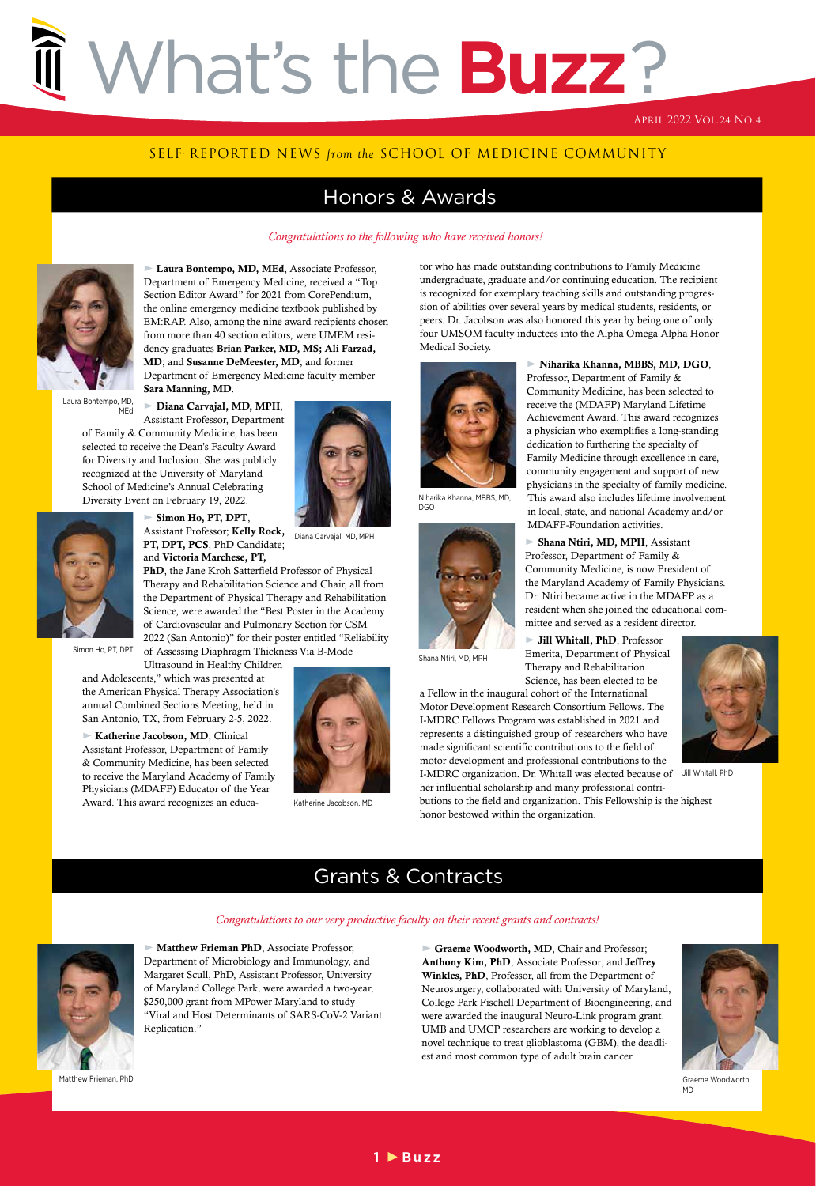# What's the **Buzz**?

April 2022 Vol.24 No.4

SELF-REPORTED NEWS *from the* SCHOOL OF MEDICINE COMMUNITY

## Honors & Awards

*Congratulations to the following who have received honors!*

► **Laura Bontempo, MD, MEd**, Associate Professor, Department of Emergency Medicine, received a "Top Section Editor Award" for 2021 from CorePendium, the online emergency medicine textbook published by EM:RAP. Also, among the nine award recipients chosen from more than 40 section editors, were UMEM residency graduates **Brian Parker, MD, MS; Ali Farzad, MD**; and **Susanne DeMeester, MD**; and former Department of Emergency Medicine faculty member **Sara Manning, MD**.

Laura Bontempo, MD, MEd

► **Diana Carvajal, MD, MPH**, Assistant Professor, Department of Family & Community Medicine, has been selected to receive the Dean's Faculty Award for Diversity and Inclusion. She was publicly recognized at the University of Maryland School of Medicine's Annual Celebrating Diversity Event on February 19, 2022.

Diana Carvajal, MD, MPH

► **Simon Ho, PT, DPT**, Assistant Professor; **Kelly Rock, PT, DPT, PCS**, PhD Candidate; and **Victoria Marchese, PT, PhD**, the Jane Kroh Satterfield Professor of Physical Therapy and Rehabilitation Science and Chair, all from the Department of Physical Therapy and Rehabilitation Science, were awarded the "Best Poster in the Academy of Cardiovascular and Pulmonary Section for CSM 2022 (San Antonio)" for their poster entitled "Reliability of Assessing Diaphragm Thickness Via B-Mode Ultrasound in Healthy Children and Adolescents," which was presented at the American Physical Therapy Association's annual Combined Sections Meeting, held in San Antonio, TX, from February 2-5, 2022.

Simon Ho, PT, DPT

► **Katherine Jacobson, MD**, Clinical Assistant Professor, Department of Family & Community Medicine, has been selected to receive the Maryland Academy of Family Physicians (MDAFP) Educator of the Year Award. This award recognizes an educator who has made outstanding contributions to Family Medicine undergraduate, graduate and/or continuing education. The recipient is recognized for exemplary teaching skills and outstanding progression of abilities over several years by medical students, residents, or peers. Dr. Jacobson was also honored this year by being one of only four UMSOM faculty inductees into the Alpha Omega Alpha Honor Medical Society.

Katherine Jacobson, MD

► **Niharika Khanna, MBBS, MD, DGO**, Professor, Department of Family & Community Medicine, has been selected to receive the (MDAFP) Maryland Lifetime Achievement Award. This award recognizes a physician who exemplifies a long-standing dedication to furthering the specialty of Family Medicine through excellence in care, community engagement and support of new physicians in the specialty of family medicine. This award also includes lifetime involvement in local, state, and national Academy and/or MDAFP-Foundation activities.

Niharika Khanna, MBBS, MD, DGO

► **Shana Ntiri, MD, MPH**, Assistant Professor, Department of Family & Community Medicine, is now President of the Maryland Academy of Family Physicians. Dr. Ntiri became active in the MDAFP as a resident when she joined the educational committee and served as a resident director.

Shana Ntiri, MD, MPH

► **Jill Whitall, PhD**, Professor Emerita, Department of Physical Therapy and Rehabilitation Science, has been elected to be a Fellow in the inaugural cohort of the International Motor Development Research Consortium Fellows. The I-MDRC Fellows Program was established in 2021 and represents a distinguished group of researchers who have made significant scientific contributions to the field of motor development and professional contributions to the I-MDRC organization. Dr. Whitall was elected because of her influential scholarship and many professional contributions to the field and organization. This Fellowship is the highest honor bestowed within the organization.

Jill Whitall, PhD

## Grants & Contracts

*Congratulations to our very productive faculty on their recent grants and contracts!*

► **Matthew Frieman PhD**, Associate Professor, Department of Microbiology and Immunology, and Margaret Scull, PhD, Assistant Professor, University of Maryland College Park, were awarded a two-year, $250,000 grant from MPower Maryland to study "Viral and Host Determinants of SARS-CoV-2 Variant Replication."

Matthew Frieman, PhD

► **Graeme Woodworth, MD**, Chair and Professor; **Anthony Kim, PhD**, Associate Professor; and **Jeffrey Winkles, PhD**, Professor, all from the Department of Neurosurgery, collaborated with University of Maryland, College Park Fischell Department of Bioengineering, and were awarded the inaugural Neuro-Link program grant. UMB and UMCP researchers are working to develop a novel technique to treat glioblastoma (GBM), the deadliest and most common type of adult brain cancer.

Graeme Woodworth, MD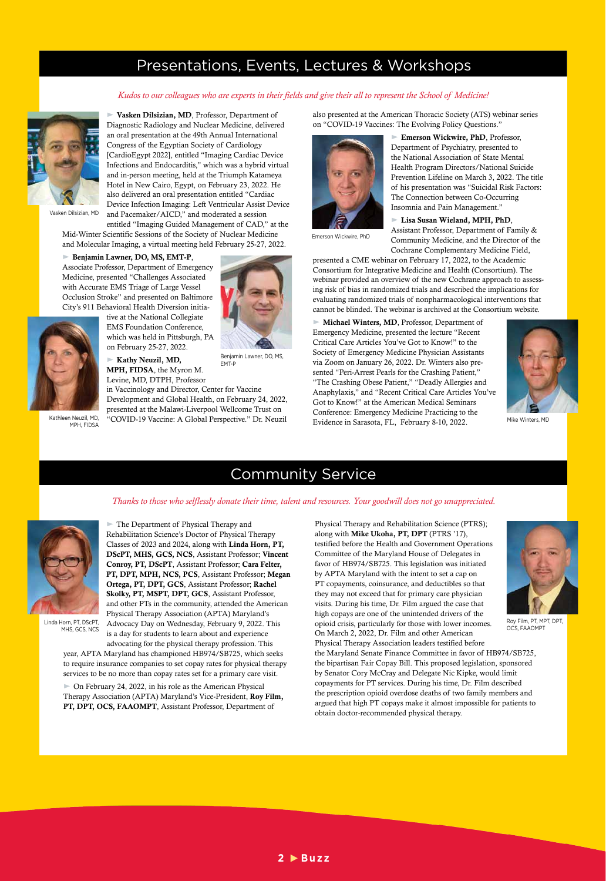## Presentations, Events, Lectures & Workshops

*Kudos to our colleagues who are experts in their fields and give their all to represent the School of Medicine!*

Vasken Dilsizian, MD

► **Vasken Dilsizian, MD**, Professor, Department of Diagnostic Radiology and Nuclear Medicine, delivered an oral presentation at the 49th Annual International Congress of the Egyptian Society of Cardiology [CardioEgypt 2022], entitled "Imaging Cardiac Device Infections and Endocarditis," which was a hybrid virtual and in-person meeting, held at the Triumph Katameya Hotel in New Cairo, Egypt, on February 23, 2022. He also delivered an oral presentation entitled "Cardiac Device Infection Imaging: Left Ventricular Assist Device and Pacemaker/AICD," and moderated a session entitled "Imaging Guided Management of CAD," at the Mid-Winter Scientific Sessions of the Society of Nuclear Medicine and Molecular Imaging, a virtual meeting held February 25-27, 2022.

Benjamin Lawner, DO, MS, EMT-P

► **Benjamin Lawner, DO, MS, EMT-P**, Associate Professor, Department of Emergency Medicine, presented "Challenges Associated with Accurate EMS Triage of Large Vessel Occlusion Stroke" and presented on Baltimore City's 911 Behavioral Health Diversion initiative at the National Collegiate EMS Foundation Conference, which was held in Pittsburgh, PA on February 25-27, 2022.

Kathleen Neuzil, MD, MPH, FIDSA

► **Kathy Neuzil, MD, MPH, FIDSA**, the Myron M. Levine, MD, DTPH, Professor in Vaccinology and Director, Center for Vaccine Development and Global Health, on February 24, 2022, presented at the Malawi-Liverpool Wellcome Trust on "COVID-19 Vaccine: A Global Perspective." Dr. Neuzil also presented at the American Thoracic Society (ATS) webinar series on "COVID-19 Vaccines: The Evolving Policy Questions."

Emerson Wickwire, PhD

► **Emerson Wickwire, PhD**, Professor, Department of Psychiatry, presented to the National Association of State Mental Health Program Directors/National Suicide Prevention Lifeline on March 3, 2022. The title of his presentation was "Suicidal Risk Factors: The Connection between Co-Occurring Insomnia and Pain Management."

► **Lisa Susan Wieland, MPH, PhD**, Assistant Professor, Department of Family & Community Medicine, and the Director of the Cochrane Complementary Medicine Field, presented a CME webinar on February 17, 2022, to the Academic Consortium for Integrative Medicine and Health (Consortium). The webinar provided an overview of the new Cochrane approach to assessing risk of bias in randomized trials and described the implications for evaluating randomized trials of nonpharmacological interventions that cannot be blinded. The webinar is archived at the Consortium website.

Mike Winters, MD

► **Michael Winters, MD**, Professor, Department of Emergency Medicine, presented the lecture "Recent Critical Care Articles You've Got to Know!" to the Society of Emergency Medicine Physician Assistants via Zoom on January 26, 2022. Dr. Winters also presented "Peri-Arrest Pearls for the Crashing Patient," "The Crashing Obese Patient," "Deadly Allergies and Anaphylaxis," and "Recent Critical Care Articles You've Got to Know!" at the American Medical Seminars Conference: Emergency Medicine Practicing to the Evidence in Sarasota, FL, February 8-10, 2022.

## Community Service

*Thanks to those who selflessly donate their time, talent and resources. Your goodwill does not go unappreciated.*

Linda Horn, PT, DScPT, MHS, GCS, NCS

► The Department of Physical Therapy and Rehabilitation Science's Doctor of Physical Therapy Classes of 2023 and 2024, along with **Linda Horn, PT, DScPT, MHS, GCS, NCS**, Assistant Professor; **Vincent Conroy, PT, DScPT**, Assistant Professor; **Cara Felter, PT, DPT, MPH, NCS, PCS**, Assistant Professor; **Megan Ortega, PT, DPT, GCS**, Assistant Professor; **Rachel Skolky, PT, MSPT, DPT, GCS**, Assistant Professor, and other PTs in the community, attended the American Physical Therapy Association (APTA) Maryland's Advocacy Day on Wednesday, February 9, 2022. This is a day for students to learn about and experience advocating for the physical therapy profession. This year, APTA Maryland has championed HB974/SB725, which seeks to require insurance companies to set copay rates for physical therapy services to be no more than copay rates set for a primary care visit.

Roy Film, PT, MPT, DPT, OCS, FAAOMPT

► On February 24, 2022, in his role as the American Physical Therapy Association (APTA) Maryland's Vice-President, **Roy Film, PT, DPT, OCS, FAAOMPT**, Assistant Professor, Department of Physical Therapy and Rehabilitation Science (PTRS); along with **Mike Ukoha, PT, DPT** (PTRS '17), testified before the Health and Government Operations Committee of the Maryland House of Delegates in favor of HB974/SB725. This legislation was initiated by APTA Maryland with the intent to set a cap on PT copayments, coinsurance, and deductibles so that they may not exceed that for primary care physician visits. During his time, Dr. Film argued the case that high copays are one of the unintended drivers of the opioid crisis, particularly for those with lower incomes. On March 2, 2022, Dr. Film and other American Physical Therapy Association leaders testified before the Maryland Senate Finance Committee in favor of HB974/SB725, the bipartisan Fair Copay Bill. This proposed legislation, sponsored by Senator Cory McCray and Delegate Nic Kipke, would limit copayments for PT services. During his time, Dr. Film described the prescription opioid overdose deaths of two family members and argued that high PT copays make it almost impossible for patients to obtain doctor-recommended physical therapy.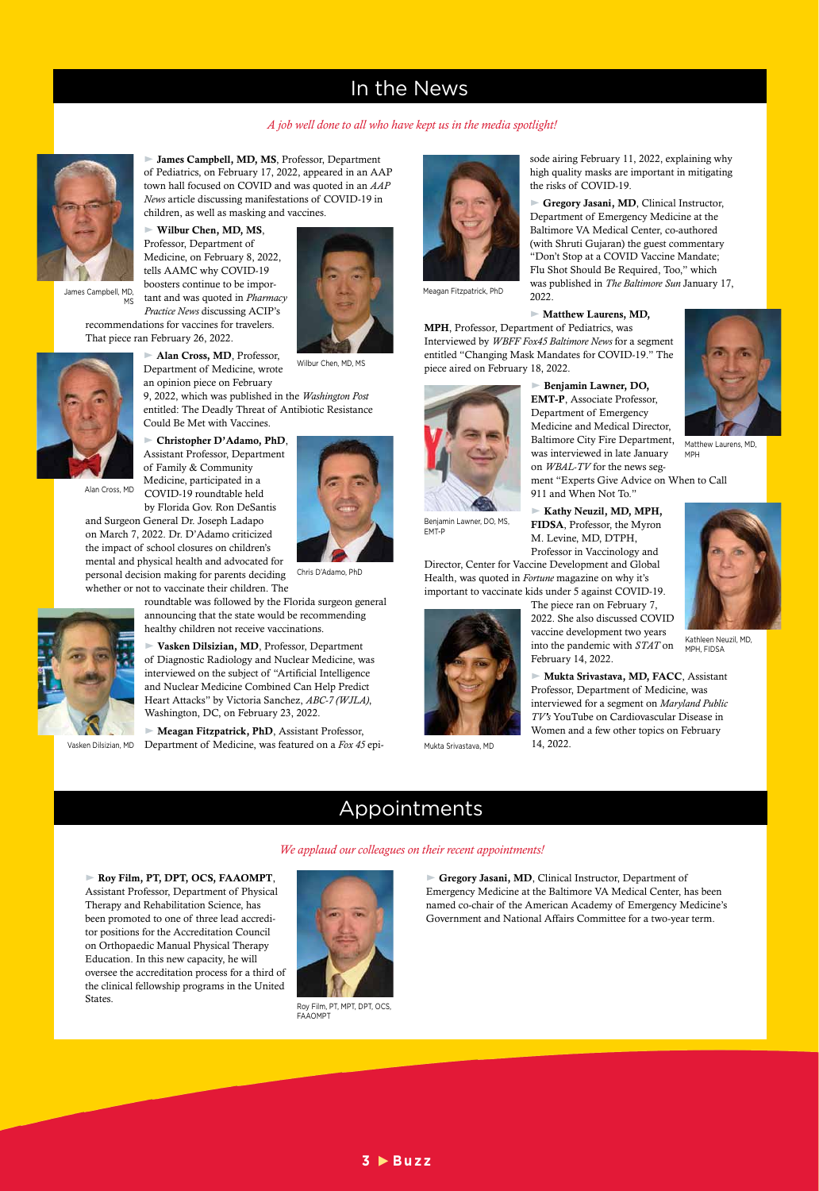# In the News

*A job well done to all who have kept us in the media spotlight!*

**James Campbell, MD, MS**, Professor, Department of Pediatrics, on February 17, 2022, appeared in an AAP town hall focused on COVID and was quoted in an *AAP News* article discussing manifestations of COVID-19 in children, as well as masking and vaccines.

James Campbell, MD, MS

**Wilbur Chen, MD, MS**, Professor, Department of Medicine, on February 8, 2022, tells AAMC why COVID-19 boosters continue to be important and was quoted in *Pharmacy Practice News* discussing ACIP's recommendations for vaccines for travelers. That piece ran February 26, 2022.

Wilbur Chen, MD, MS

**Alan Cross, MD**, Professor, Department of Medicine, wrote an opinion piece on February 9, 2022, which was published in the *Washington Post* entitled: The Deadly Threat of Antibiotic Resistance Could Be Met with Vaccines.

Alan Cross, MD

**Christopher D'Adamo, PhD**, Assistant Professor, Department of Family & Community Medicine, participated in a COVID-19 roundtable held by Florida Gov. Ron DeSantis and Surgeon General Dr. Joseph Ladapo on March 7, 2022. Dr. D'Adamo criticized the impact of school closures on children's mental and physical health and advocated for personal decision making for parents deciding whether or not to vaccinate their children. The roundtable was followed by the Florida surgeon general announcing that the state would be recommending healthy children not receive vaccinations.

Chris D'Adamo, PhD

**Vasken Dilsizian, MD**, Professor, Department of Diagnostic Radiology and Nuclear Medicine, was interviewed on the subject of "Artificial Intelligence and Nuclear Medicine Combined Can Help Predict Heart Attacks" by Victoria Sanchez, *ABC-7 (WJLA)*, Washington, DC, on February 23, 2022.

Vasken Dilsizian, MD

**Meagan Fitzpatrick, PhD**, Assistant Professor, Department of Medicine, was featured on a *Fox 45* episode airing February 11, 2022, explaining why high quality masks are important in mitigating the risks of COVID-19.

Meagan Fitzpatrick, PhD

**Gregory Jasani, MD**, Clinical Instructor, Department of Emergency Medicine at the Baltimore VA Medical Center, co-authored (with Shruti Gujaran) the guest commentary "Don't Stop at a COVID Vaccine Mandate; Flu Shot Should Be Required, Too," which was published in *The Baltimore Sun* January 17, 2022.

**Matthew Laurens, MD, MPH**, Professor, Department of Pediatrics, was Interviewed by *WBFF Fox45 Baltimore News* for a segment entitled "Changing Mask Mandates for COVID-19." The piece aired on February 18, 2022.

Matthew Laurens, MD, MPH

**Benjamin Lawner, DO, EMT-P**, Associate Professor, Department of Emergency Medicine and Medical Director, Baltimore City Fire Department, was interviewed in late January on *WBAL-TV* for the news segment "Experts Give Advice on When to Call 911 and When Not To."

Benjamin Lawner, DO, MS, EMT-P

**Kathy Neuzil, MD, MPH, FIDSA**, Professor, the Myron M. Levine, MD, DTPH, Professor in Vaccinology and Director, Center for Vaccine Development and Global Health, was quoted in *Fortune* magazine on why it's important to vaccinate kids under 5 against COVID-19. The piece ran on February 7, 2022. She also discussed COVID vaccine development two years into the pandemic with *STAT* on February 14, 2022.

Kathleen Neuzil, MD, MPH, FIDSA

**Mukta Srivastava, MD, FACC**, Assistant Professor, Department of Medicine, was interviewed for a segment on *Maryland Public TV's* YouTube on Cardiovascular Disease in Women and a few other topics on February 14, 2022.

Mukta Srivastava, MD

# Appointments

*We applaud our colleagues on their recent appointments!*

**Roy Film, PT, DPT, OCS, FAAOMPT**, Assistant Professor, Department of Physical Therapy and Rehabilitation Science, has been promoted to one of three lead accreditor positions for the Accreditation Council on Orthopaedic Manual Physical Therapy Education. In this new capacity, he will oversee the accreditation process for a third of the clinical fellowship programs in the United States.

Roy Film, PT, MPT, DPT, OCS, FAAOMPT

**Gregory Jasani, MD**, Clinical Instructor, Department of Emergency Medicine at the Baltimore VA Medical Center, has been named co-chair of the American Academy of Emergency Medicine's Government and National Affairs Committee for a two-year term.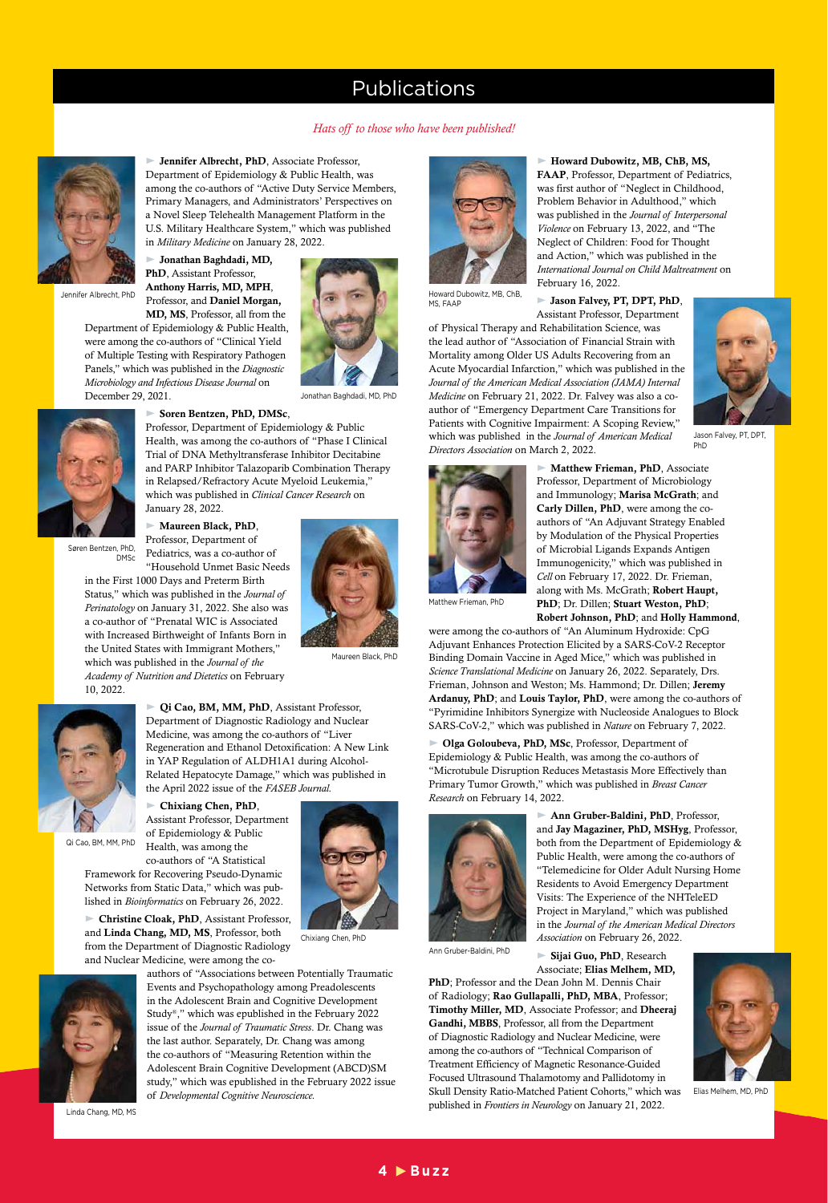# Publications

*Hats off to those who have been published!*

► **Jennifer Albrecht, PhD**, Associate Professor, Department of Epidemiology & Public Health, was among the co-authors of "Active Duty Service Members, Primary Managers, and Administrators' Perspectives on a Novel Sleep Telehealth Management Platform in the U.S. Military Healthcare System," which was published in *Military Medicine* on January 28, 2022.

Jennifer Albrecht, PhD

► **Jonathan Baghdadi, MD, PhD**, Assistant Professor, **Anthony Harris, MD, MPH**, Professor, and **Daniel Morgan, MD, MS**, Professor, all from the Department of Epidemiology & Public Health, were among the co-authors of "Clinical Yield of Multiple Testing with Respiratory Pathogen Panels," which was published in the *Diagnostic Microbiology and Infectious Disease Journal* on December 29, 2021.

Jonathan Baghdadi, MD, PhD

► **Søren Bentzen, PhD, DMSc**, Professor, Department of Epidemiology & Public Health, was among the co-authors of "Phase I Clinical Trial of DNA Methyltransferase Inhibitor Decitabine and PARP Inhibitor Talazoparib Combination Therapy in Relapsed/Refractory Acute Myeloid Leukemia," which was published in *Clinical Cancer Research* on January 28, 2022.

Søren Bentzen, PhD, DMSc

► **Maureen Black, PhD**, Professor, Department of Pediatrics, was a co-author of "Household Unmet Basic Needs in the First 1000 Days and Preterm Birth Status," which was published in the *Journal of Perinatology* on January 31, 2022. She also was a co-author of "Prenatal WIC is Associated with Increased Birthweight of Infants Born in the United States with Immigrant Mothers," which was published in the *Journal of the Academy of Nutrition and Dietetics* on February 10, 2022.

Maureen Black, PhD

► **Qi Cao, BM, MM, PhD**, Assistant Professor, Department of Diagnostic Radiology and Nuclear Medicine, was among the co-authors of "Liver Regeneration and Ethanol Detoxification: A New Link in YAP Regulation of ALDH1A1 during Alcohol-Related Hepatocyte Damage," which was published in the April 2022 issue of the *FASEB Journal.*

Qi Cao, BM, MM, PhD

► **Chixiang Chen, PhD**, Assistant Professor, Department of Epidemiology & Public Health, was among the co-authors of "A Statistical Framework for Recovering Pseudo-Dynamic Networks from Static Data," which was published in *Bioinformatics* on February 26, 2022.

Chixiang Chen, PhD

► **Christine Cloak, PhD**, Assistant Professor, and **Linda Chang, MD, MS**, Professor, both from the Department of Diagnostic Radiology and Nuclear Medicine, were among the co-authors of "Associations between Potentially Traumatic Events and Psychopathology among Preadolescents in the Adolescent Brain and Cognitive Development Study®," which was epublished in the February 2022 issue of the *Journal of Traumatic Stress*. Dr. Chang was the last author. Separately, Dr. Chang was among the co-authors of "Measuring Retention within the Adolescent Brain Cognitive Development (ABCD)SM study," which was epublished in the February 2022 issue of *Developmental Cognitive Neuroscience.*

Linda Chang, MD, MS

► **Howard Dubowitz, MB, ChB, MS, FAAP**, Professor, Department of Pediatrics, was first author of "Neglect in Childhood, Problem Behavior in Adulthood," which was published in the *Journal of Interpersonal Violence* on February 13, 2022, and "The Neglect of Children: Food for Thought and Action," which was published in the *International Journal on Child Maltreatment* on February 16, 2022.

Howard Dubowitz, MB, ChB, MS, FAAP

► **Jason Falvey, PT, DPT, PhD**, Assistant Professor, Department of Physical Therapy and Rehabilitation Science, was the lead author of "Association of Financial Strain with Mortality among Older US Adults Recovering from an Acute Myocardial Infarction," which was published in the *Journal of the American Medical Association (JAMA) Internal Medicine* on February 21, 2022. Dr. Falvey was also a co-author of "Emergency Department Care Transitions for Patients with Cognitive Impairment: A Scoping Review," which was published in the *Journal of American Medical Directors Association* on March 2, 2022.

Jason Falvey, PT, DPT, PhD

► **Matthew Frieman, PhD**, Associate Professor, Department of Microbiology and Immunology; **Marisa McGrath**; and **Carly Dillen, PhD**, were among the co-authors of "An Adjuvant Strategy Enabled by Modulation of the Physical Properties of Microbial Ligands Expands Antigen Immunogenicity," which was published in *Cell* on February 17, 2022. Dr. Frieman, along with Ms. McGrath; **Robert Haupt, PhD**; Dr. Dillen; **Stuart Weston, PhD**; **Robert Johnson, PhD**; and **Holly Hammond**, were among the co-authors of "An Aluminum Hydroxide: CpG Adjuvant Enhances Protection Elicited by a SARS-CoV-2 Receptor Binding Domain Vaccine in Aged Mice," which was published in *Science Translational Medicine* on January 26, 2022. Separately, Drs. Frieman, Johnson and Weston; Ms. Hammond; Dr. Dillen; **Jeremy Ardanuy, PhD**; and **Louis Taylor, PhD**, were among the co-authors of "Pyrimidine Inhibitors Synergize with Nucleoside Analogues to Block SARS-CoV-2," which was published in *Nature* on February 7, 2022.

Matthew Frieman, PhD

► **Olga Goloubeva, PhD, MSc**, Professor, Department of Epidemiology & Public Health, was among the co-authors of "Microtubule Disruption Reduces Metastasis More Effectively than Primary Tumor Growth," which was published in *Breast Cancer Research* on February 14, 2022.

► **Ann Gruber-Baldini, PhD**, Professor, and **Jay Magaziner, PhD, MSHyg**, Professor, both from the Department of Epidemiology & Public Health, were among the co-authors of "Telemedicine for Older Adult Nursing Home Residents to Avoid Emergency Department Visits: The Experience of the NHTeleED Project in Maryland," which was published in the *Journal of the American Medical Directors Association* on February 26, 2022.

Ann Gruber-Baldini, PhD

► **Sijai Guo, PhD**, Research Associate; **Elias Melhem, MD, PhD**; Professor and the Dean John M. Dennis Chair of Radiology; **Rao Gullapalli, PhD, MBA**, Professor; **Timothy Miller, MD**, Associate Professor; and **Dheeraj Gandhi, MBBS**, Professor, all from the Department of Diagnostic Radiology and Nuclear Medicine, were among the co-authors of "Technical Comparison of Treatment Efficiency of Magnetic Resonance-Guided Focused Ultrasound Thalamotomy and Pallidotomy in Skull Density Ratio-Matched Patient Cohorts," which was published in *Frontiers in Neurology* on January 21, 2022.

Elias Melhem, MD, PhD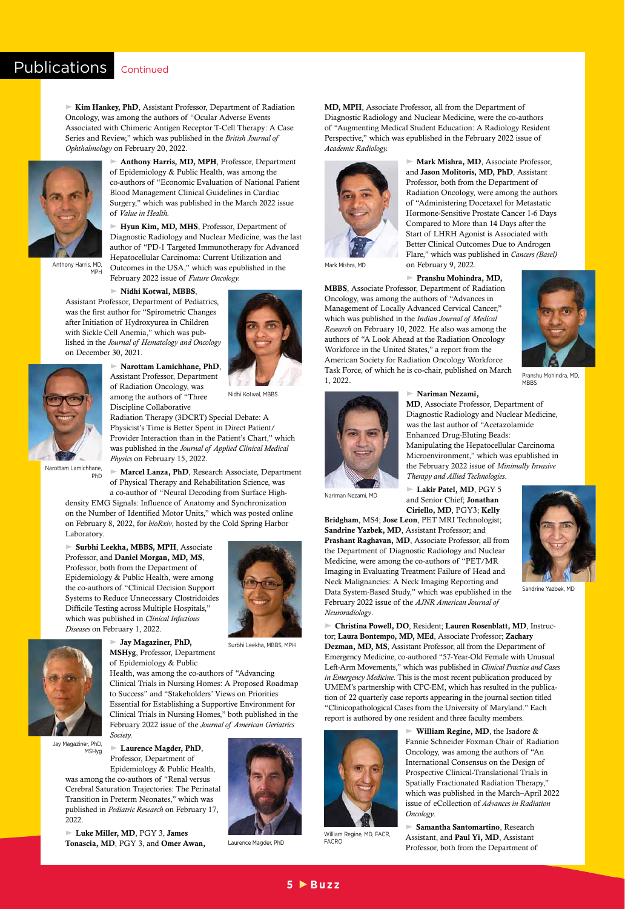# Publications Continued

► **Kim Hankey, PhD**, Assistant Professor, Department of Radiation Oncology, was among the authors of "Ocular Adverse Events Associated with Chimeric Antigen Receptor T-Cell Therapy: A Case Series and Review," which was published in the *British Journal of Ophthalmology* on February 20, 2022.

► **Anthony Harris, MD, MPH**, Professor, Department of Epidemiology & Public Health, was among the co-authors of "Economic Evaluation of National Patient Blood Management Clinical Guidelines in Cardiac Surgery," which was published in the March 2022 issue of *Value in Health.*

Anthony Harris, MD, MPH

► **Hyun Kim, MD, MHS**, Professor, Department of Diagnostic Radiology and Nuclear Medicine, was the last author of "PD-1 Targeted Immunotherapy for Advanced Hepatocellular Carcinoma: Current Utilization and Outcomes in the USA," which was epublished in the February 2022 issue of *Future Oncology.*

► **Nidhi Kotwal, MBBS**, Assistant Professor, Department of Pediatrics, was the first author for "Spirometric Changes after Initiation of Hydroxyurea in Children with Sickle Cell Anemia," which was published in the *Journal of Hematology and Oncology* on December 30, 2021.

Nidhi Kotwal, MBBS

► **Narottam Lamichhane, PhD**, Assistant Professor, Department of Radiation Oncology, was among the authors of "Three Discipline Collaborative Radiation Therapy (3DCRT) Special Debate: A Physicist's Time is Better Spent in Direct Patient/Provider Interaction than in the Patient's Chart," which was published in the *Journal of Applied Clinical Medical Physics* on February 15, 2022.

Narottam Lamichhane, PhD

► **Marcel Lanza, PhD**, Research Associate, Department of Physical Therapy and Rehabilitation Science, was a co-author of "Neural Decoding from Surface High-density EMG Signals: Influence of Anatomy and Synchronization on the Number of Identified Motor Units," which was posted online on February 8, 2022, for *bioRxiv*, hosted by the Cold Spring Harbor Laboratory.

► **Surbhi Leekha, MBBS, MPH**, Associate Professor, and **Daniel Morgan, MD, MS**, Professor, both from the Department of Epidemiology & Public Health, were among the co-authors of "Clinical Decision Support Systems to Reduce Unnecessary Clostridoides Difficile Testing across Multiple Hospitals," which was published in *Clinical Infectious Diseases* on February 1, 2022.

Surbhi Leekha, MBBS, MPH

► **Jay Magaziner, PhD, MSHyg**, Professor, Department of Epidemiology & Public Health, was among the co-authors of "Advancing Clinical Trials in Nursing Homes: A Proposed Roadmap to Success" and "Stakeholders' Views on Priorities Essential for Establishing a Supportive Environment for Clinical Trials in Nursing Homes," both published in the February 2022 issue of the *Journal of American Geriatrics Society.*

Jay Magaziner, PhD, MSHyg

► **Laurence Magder, PhD**, Professor, Department of Epidemiology & Public Health, was among the co-authors of "Renal versus Cerebral Saturation Trajectories: The Perinatal Transition in Preterm Neonates," which was published in *Pediatric Research* on February 17, 2022.

Laurence Magder, PhD

► **Luke Miller, MD**, PGY 3, **James Tonascia, MD**, PGY 3, and **Omer Awan, MD, MPH**, Associate Professor, all from the Department of Diagnostic Radiology and Nuclear Medicine, were the co-authors of "Augmenting Medical Student Education: A Radiology Resident Perspective," which was epublished in the February 2022 issue of *Academic Radiology.*

► **Mark Mishra, MD**, Associate Professor, and **Jason Molitoris, MD, PhD**, Assistant Professor, both from the Department of Radiation Oncology, were among the authors of "Administering Docetaxel for Metastatic Hormone-Sensitive Prostate Cancer 1-6 Days Compared to More than 14 Days after the Start of LHRH Agonist is Associated with Better Clinical Outcomes Due to Androgen Flare," which was published in *Cancers (Basel)* on February 9, 2022.

Mark Mishra, MD

► **Pranshu Mohindra, MD, MBBS**, Associate Professor, Department of Radiation Oncology, was among the authors of "Advances in Management of Locally Advanced Cervical Cancer," which was published in the *Indian Journal of Medical Research* on February 10, 2022. He also was among the authors of "A Look Ahead at the Radiation Oncology Workforce in the United States," a report from the American Society for Radiation Oncology Workforce Task Force, of which he is co-chair, published on March 1, 2022.

Pranshu Mohindra, MD, MBBS

► **Nariman Nezami, MD**, Associate Professor, Department of Diagnostic Radiology and Nuclear Medicine, was the last author of "Acetazolamide Enhanced Drug-Eluting Beads: Manipulating the Hepatocellular Carcinoma Microenvironment," which was epublished in the February 2022 issue of *Minimally Invasive Therapy and Allied Technologies*.

Nariman Nezami, MD

► **Lakir Patel, MD**, PGY 5 and Senior Chief; **Jonathan Ciriello, MD**, PGY3; **Kelly Bridgham**, MS4; **Jose Leon**, PET MRI Technologist; **Sandrine Yazbek, MD**, Assistant Professor; and **Prashant Raghavan, MD**, Associate Professor, all from the Department of Diagnostic Radiology and Nuclear Medicine, were among the co-authors of "PET/MR Imaging in Evaluating Treatment Failure of Head and Neck Malignancies: A Neck Imaging Reporting and Data System-Based Study," which was epublished in the February 2022 issue of the *AJNR American Journal of Neuroradiology*.

Sandrine Yazbek, MD

► **Christina Powell, DO**, Resident; **Lauren Rosenblatt, MD**, Instructor; **Laura Bontempo, MD, MEd**, Associate Professor; **Zachary Dezman, MD, MS**, Assistant Professor, all from the Department of Emergency Medicine, co-authored "57-Year-Old Female with Unusual Left-Arm Movements," which was published in *Clinical Practice and Cases in Emergency Medicine*. This is the most recent publication produced by UMEM's partnership with CPC-EM, which has resulted in the publication of 22 quarterly case reports appearing in the journal section titled "Clinicopathological Cases from the University of Maryland." Each report is authored by one resident and three faculty members.

► **William Regine, MD**, the Isadore & Fannie Schneider Foxman Chair of Radiation Oncology, was among the authors of "An International Consensus on the Design of Prospective Clinical-Translational Trials in Spatially Fractionated Radiation Therapy," which was published in the March–April 2022 issue of eCollection of *Advances in Radiation Oncology*.

William Regine, MD, FACR, FACRO

► **Samantha Santomartino**, Research Assistant, and **Paul Yi, MD**, Assistant Professor, both from the Department of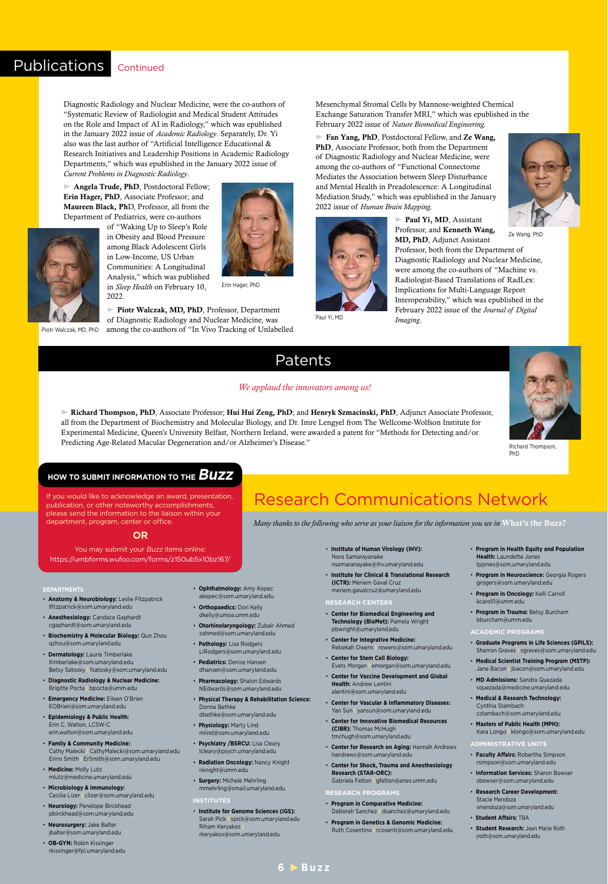## Publications Continued

Diagnostic Radiology and Nuclear Medicine, were the co-authors of "Systematic Review of Radiologist and Medical Student Attitudes on the Role and Impact of AI in Radiology," which was epublished in the January 2022 issue of *Academic Radiology*. Separately, Dr. Yi also was the last author of "Artificial Intelligence Educational & Research Initiatives and Leadership Positions in Academic Radiology Departments," which was epublished in the January 2022 issue of *Current Problems in Diagnostic Radiology*.

► **Angela Trude, PhD**, Postdoctoral Fellow; **Erin Hager, PhD**, Associate Professor; and **Maureen Black, PhD**, Professor, all from the Department of Pediatrics, were co-authors of "Waking Up to Sleep's Role in Obesity and Blood Pressure among Black Adolescent Girls in Low-Income, US Urban Communities: A Longitudinal Analysis," which was published in *Sleep Health* on February 10, 2022.

Erin Hager, PhD

Piotr Walczak, MD, PhD

► **Piotr Walczak, MD, PhD**, Professor, Department of Diagnostic Radiology and Nuclear Medicine, was among the co-authors of "In Vivo Tracking of Unlabelled Mesenchymal Stromal Cells by Mannose-weighted Chemical Exchange Saturation Transfer MRI," which was epublished in the February 2022 issue of *Nature Biomedical Engineering*.

► **Fan Yang, PhD**, Postdoctoral Fellow, and **Ze Wang, PhD**, Associate Professor, both from the Department of Diagnostic Radiology and Nuclear Medicine, were among the co-authors of "Functional Connectome Mediates the Association between Sleep Disturbance and Mental Health in Preadolescence: A Longitudinal Mediation Study," which was epublished in the January 2022 issue of *Human Brain Mapping*.

Ze Wang, PhD

► **Paul Yi, MD**, Assistant Professor, and **Kenneth Wang, MD, PhD**, Adjunct Assistant Professor, both from the Department of Diagnostic Radiology and Nuclear Medicine, were among the co-authors of "Machine vs. Radiologist-Based Translations of RadLex: Implications for Multi-Language Report Interoperability," which was epublished in the February 2022 issue of the *Journal of Digital Imaging*.

Paul Yi, MD

## Patents

*We applaud the innovators among us!*

► **Richard Thompson, PhD**, Associate Professor; **Hui Hui Zeng, PhD**; and **Henryk Szmacinski, PhD**, Adjunct Associate Professor, all from the Department of Biochemistry and Molecular Biology, and Dr. Imre Lengyel from The Wellcome-Wolfson Institute for Experimental Medicine, Queen's University Belfast, Northern Ireland, were awarded a patent for "Methods for Detecting and/or Predicting Age-Related Macular Degeneration and/or Alzheimer's Disease."

Richard Thompson, PhD

### HOW TO SUBMIT INFORMATION TO THE *Buzz*

If you would like to acknowledge an award, presentation, publication, or other noteworthy accomplishments, please send the information to the liaison within your department, program, center or office.

**OR**

You may submit your *Buzz* items online: https://umbforms.wufoo.com/forms/z150ub5x10bz167/

## Research Communications Network

*Many thanks to the following who serve as your liaison for the information you see in* **What's the Buzz?**

### DEPARTMENTS

- **Anatomy & Neurobiology:** Leslie Fitzpatrick lfitzpatrick@som.umaryland.edu
- **Anesthesiology:** Candace Gaphardt cgaphardt@som.umaryland.edu
- **Biochemistry & Molecular Biology:** Qun Zhou qzhou@som.umaryland.edu
- **Dermatology:** Laurie Timberlake ltimberlake@som.umaryland.edu Betsy Satosky | fsatosky@som.umaryland.edu
- **Diagnostic Radiology & Nuclear Medicine:** Brigitte Pocta | bpocta@umm.edu
- **Emergency Medicine:** Eileen O'Brien EOBrien@som.umaryland.edu
- **Epidemiology & Public Health:** Erin C. Walton, LCSW-C erin.walton@som.umaryland.edu
- **Family & Community Medicine:** Cathy Malecki | CathyMalecki@som.umaryland.edu Erinn Smith | ErSmith@som.umaryland.edu
- **Medicine:** Molly Lutz mlutz@medicine.umaryland.edu
- **Microbiology & Immunology:** Cecilia Lizer | clizer@som.umaryland.edu
- **Neurology:** Penelope Birckhead pbirckhead@som.umaryland.edu
- **Neurosurgery:** Jake Balter jbalter@som.umaryland.edu
- **OB-GYN:** Robin Kissinger rkissinger@fpi.umaryland.edu
- **Ophthalmology:** Amy Kopec akopec@som.umaryland.edu
- **Orthopaedics:** Dori Kelly dkelly@umoa.umm.edu
- **Otorhinolaryngology:** Zubair Ahmed zahmed@som.umaryland.edu
- **Pathology:** Lisa Rodgers LiRodgers@som.umaryland.edu
- **Pediatrics:** Denise Hansen dhansen@som.umaryland.edu
- **Pharmacology:** Shalon Edwards NEdwards@som.umaryland.edu
- **Physical Therapy & Rehabilitation Science:** Donna Bethke dbethke@som.umaryland.edu
- **Physiology:** Marty Lind mlind@som.umaryland.edu
- **Psychiatry /BSRCU:** Lisa Cleary lcleary@psych.umaryland.edu
- **Radiation Oncology:** Nancy Knight nknight@umm.edu
- **Surgery:** Michele Mehrling mmehrling@smail.umaryland.edu

### INSTITUTES

- **Institute for Genome Sciences (IGS):** Sarah Pick | spick@som.umaryland.edu Riham Keryakos | rkeryakos@som.umaryland.edu
- **Institute of Human Virology (IHV):** Nora Samarayanake nsamaranayake@ihv.umaryland.edu
- **Institute for Clinical & Translational Research (ICTR):** Meriem Gaval Cruz meriem.gavalcruz@umaryland.edu

### RESEARCH CENTERS

- **Center for Biomedical Engineering and Technology (BioMet):** Pamela Wright pbwright@umaryland.edu
- **Center for Integrative Medicine:** Rebekah Owens | rowens@som.umaryland.edu
- **Center for Stem Cell Biology:** Evets Morgan | emorgan@som.umaryland.edu
- **Center for Vaccine Development and Global Health:** Andrew Lentini alentini@som.umaryland.edu
- **Center for Vascular & Inflammatory Diseases:** Yan Sun | yansun@som.umaryland.edu
- **Center for Innovative Biomedical Resources (CIBR):** Thomas McHugh tmchugh@som.umaryland.edu
- **Center for Research on Aging:** Hannah Andrews handrews@som.umaryland.edu
- **Center for Shock, Trauma and Anesthesiology Research (STAR-ORC):** Gabriela Felton | gfelton@anes.umm.edu

### RESEARCH PROGRAMS

- **Program in Comparative Medicine:** Deborah Sanchez | dsanchez@umaryland.edu
- **Program in Genetics & Genomic Medicine:** Ruth Cosentino | rcosenti@som.umaryland.edu
- **Program in Health Equity and Population Health:** Laundette Jones ljones@som.umaryland.edu
- **Program in Neuroscience:** Georgia Rogers grogers@som.umaryland.edu
- **Program in Oncology:** Kelli Carroll kcarroll1@umm.edu
- **Program in Trauma:** Betsy Burcham bburcham@umm.edu

### ACADEMIC PROGRAMS

- **Graduate Programs in Life Sciences (GPILS):** Sharron Graves | sgraves@som.umaryland.edu
- **Medical Scientist Training Program (MSTP):** Jane Bacon | jbacon@som.umaryland.edu
- **MD Admissions:** Sandra Quezada squezada@medicine.umaryland.edu
- **Medical & Research Technology:** Cynthia Stambach cstambach@som.umaryland.edu
- **Masters of Public Health (MPH):** Kara Longo | klongo@som.umaryland.edu

### ADMINISTRATIVE UNITS

- **Faculty Affairs:** Robertha Simpson rsimpson@som.umaryland.edu
- **Information Services:** Sharon Bowser sbowser@som.umaryland.edu
- **Research Career Development:** Stacie Mendoza smendoza@som.umaryland.edu
- **Student Affairs:** TBA
- **Student Research:** Jean Marie Roth jroth@som.umaryland.edu